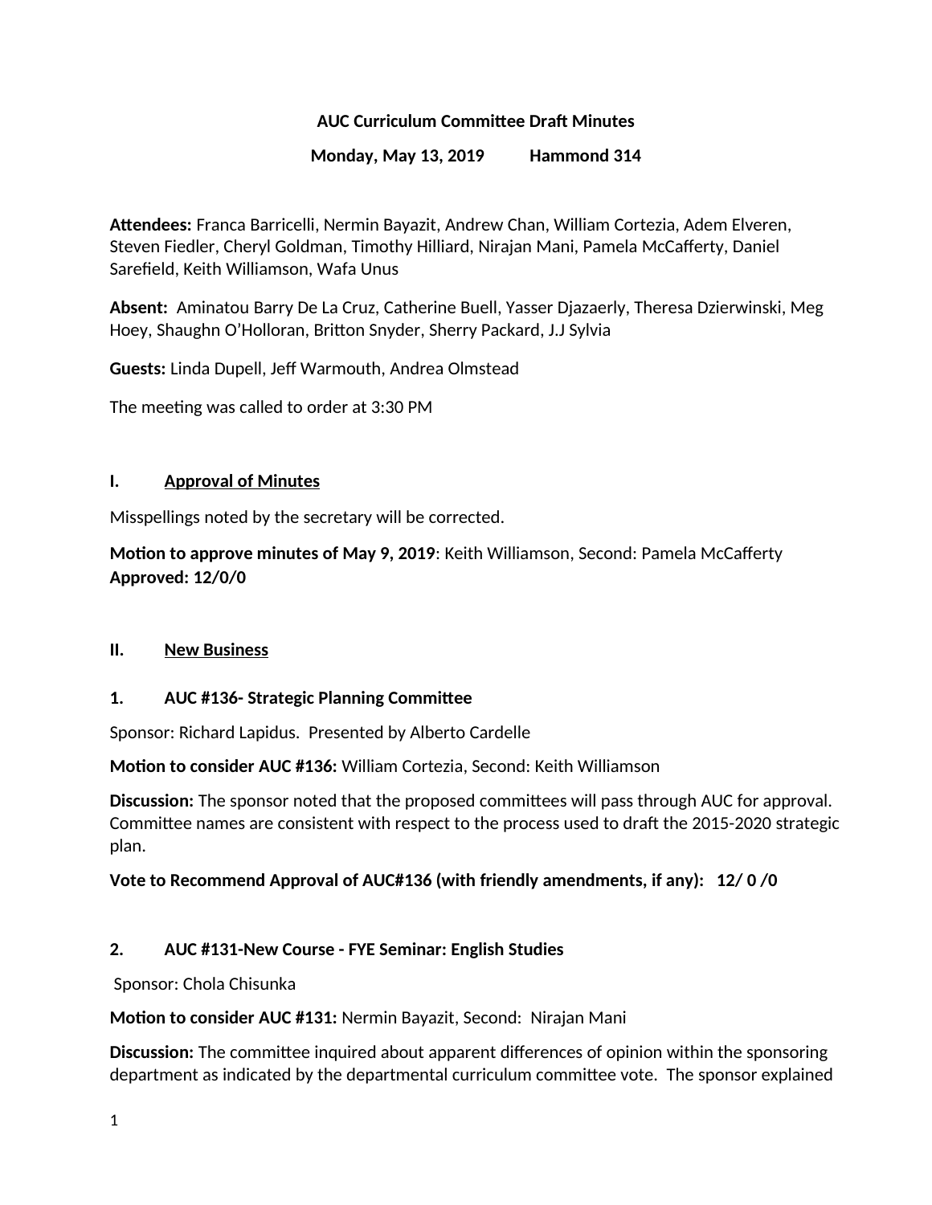# AUC Curriculum Committee Draft Minutes

**Monday, May 13, 2019          Hammond 314**

**Attendees:** Franca Barricelli, Nermin Bayazit, Andrew Chan, William Cortezia, Adem Elveren, Steven Fiedler, Cheryl Goldman, Timothy Hilliard, Nirajan Mani, Pamela McCafferty, Daniel Sarefield, Keith Williamson, Wafa Unus

**Absent:** Aminatou Barry De La Cruz, Catherine Buell, Yasser Djazaerly, Theresa Dzierwinski, Meg Hoey, Shaughn O'Holloran, Britton Snyder, Sherry Packard, J.J Sylvia

**Guests:** Linda Dupell, Jeff Warmouth, Andrea Olmstead

The meeting was called to order at 3:30 PM

## I. Approval of Minutes

Misspellings noted by the secretary will be corrected.

**Motion to approve minutes of May 9, 2019**: Keith Williamson, Second: Pamela McCafferty
**Approved: 12/0/0**

## II. New Business

### 1. AUC #136- Strategic Planning Committee

Sponsor: Richard Lapidus. Presented by Alberto Cardelle

**Motion to consider AUC #136:** William Cortezia, Second: Keith Williamson

**Discussion:** The sponsor noted that the proposed committees will pass through AUC for approval. Committee names are consistent with respect to the process used to draft the 2015-2020 strategic plan.

**Vote to Recommend Approval of AUC#136 (with friendly amendments, if any): 12/ 0 /0**

### 2. AUC #131-New Course - FYE Seminar: English Studies

Sponsor: Chola Chisunka

**Motion to consider AUC #131:** Nermin Bayazit, Second: Nirajan Mani

**Discussion:** The committee inquired about apparent differences of opinion within the sponsoring department as indicated by the departmental curriculum committee vote. The sponsor explained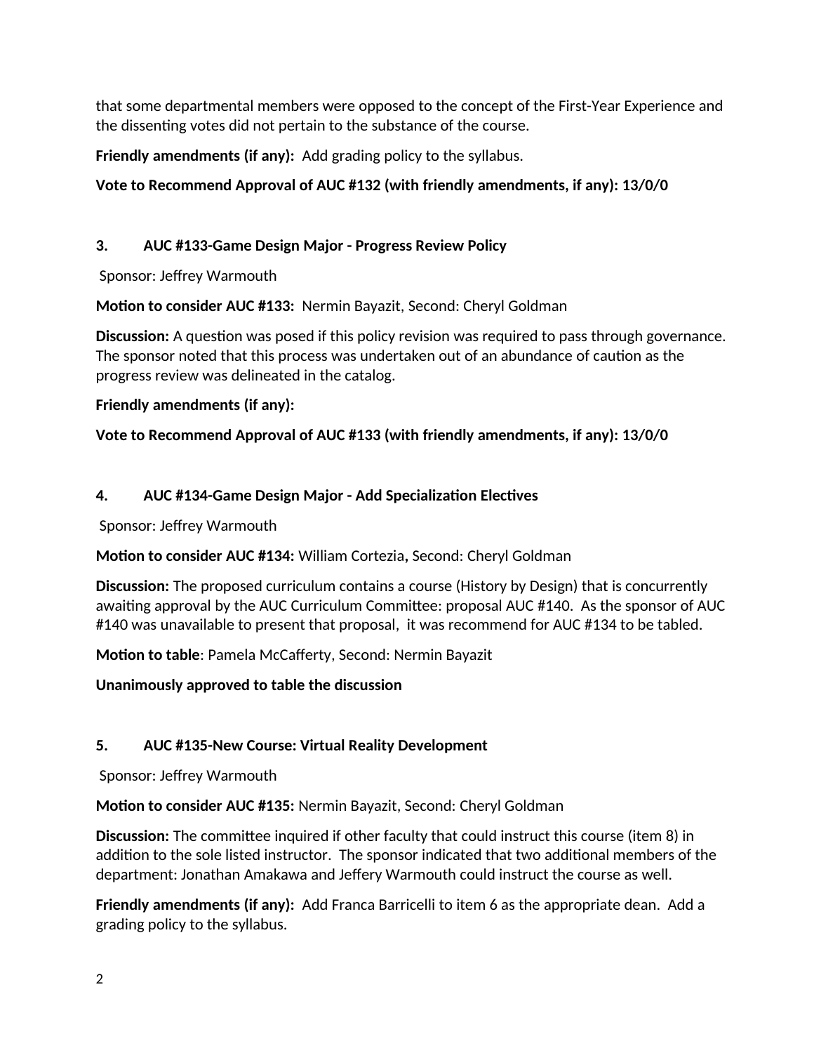that some departmental members were opposed to the concept of the First-Year Experience and the dissenting votes did not pertain to the substance of the course.

**Friendly amendments (if any):** Add grading policy to the syllabus.

**Vote to Recommend Approval of AUC #132 (with friendly amendments, if any): 13/0/0**

**3. AUC #133-Game Design Major - Progress Review Policy**

Sponsor: Jeffrey Warmouth

**Motion to consider AUC #133:** Nermin Bayazit, Second: Cheryl Goldman

**Discussion:** A question was posed if this policy revision was required to pass through governance. The sponsor noted that this process was undertaken out of an abundance of caution as the progress review was delineated in the catalog.

**Friendly amendments (if any):**

**Vote to Recommend Approval of AUC #133 (with friendly amendments, if any): 13/0/0**

**4. AUC #134-Game Design Major - Add Specialization Electives**

Sponsor: Jeffrey Warmouth

**Motion to consider AUC #134:** William Cortezia**,** Second: Cheryl Goldman

**Discussion:** The proposed curriculum contains a course (History by Design) that is concurrently awaiting approval by the AUC Curriculum Committee: proposal AUC #140. As the sponsor of AUC #140 was unavailable to present that proposal, it was recommend for AUC #134 to be tabled.

**Motion to table**: Pamela McCafferty, Second: Nermin Bayazit

**Unanimously approved to table the discussion**

**5. AUC #135-New Course: Virtual Reality Development**

Sponsor: Jeffrey Warmouth

**Motion to consider AUC #135:** Nermin Bayazit, Second: Cheryl Goldman

**Discussion:** The committee inquired if other faculty that could instruct this course (item 8) in addition to the sole listed instructor. The sponsor indicated that two additional members of the department: Jonathan Amakawa and Jeffery Warmouth could instruct the course as well.

**Friendly amendments (if any):** Add Franca Barricelli to item 6 as the appropriate dean. Add a grading policy to the syllabus.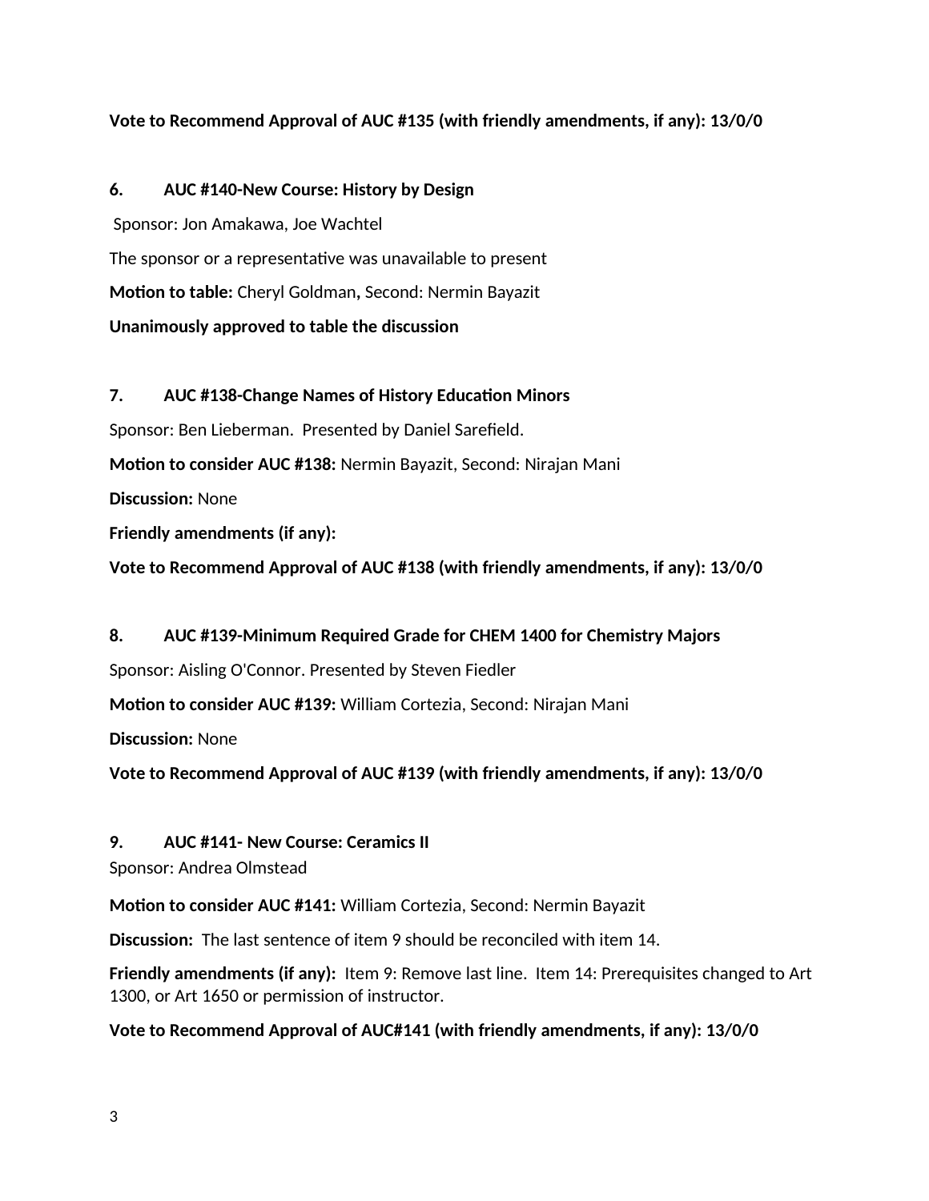**Vote to Recommend Approval of AUC #135 (with friendly amendments, if any): 13/0/0**

**6. AUC #140-New Course: History by Design**

Sponsor: Jon Amakawa, Joe Wachtel

The sponsor or a representative was unavailable to present

**Motion to table:** Cheryl Goldman**,** Second: Nermin Bayazit

**Unanimously approved to table the discussion**

**7. AUC #138-Change Names of History Education Minors**

Sponsor: Ben Lieberman. Presented by Daniel Sarefield.

**Motion to consider AUC #138:** Nermin Bayazit, Second: Nirajan Mani

**Discussion:** None

**Friendly amendments (if any):**

**Vote to Recommend Approval of AUC #138 (with friendly amendments, if any): 13/0/0**

**8. AUC #139-Minimum Required Grade for CHEM 1400 for Chemistry Majors**

Sponsor: Aisling O'Connor. Presented by Steven Fiedler

**Motion to consider AUC #139:** William Cortezia, Second: Nirajan Mani

**Discussion:** None

**Vote to Recommend Approval of AUC #139 (with friendly amendments, if any): 13/0/0**

**9. AUC #141- New Course: Ceramics II**

Sponsor: Andrea Olmstead

**Motion to consider AUC #141:** William Cortezia, Second: Nermin Bayazit

**Discussion:** The last sentence of item 9 should be reconciled with item 14.

**Friendly amendments (if any):** Item 9: Remove last line. Item 14: Prerequisites changed to Art 1300, or Art 1650 or permission of instructor.

**Vote to Recommend Approval of AUC#141 (with friendly amendments, if any): 13/0/0**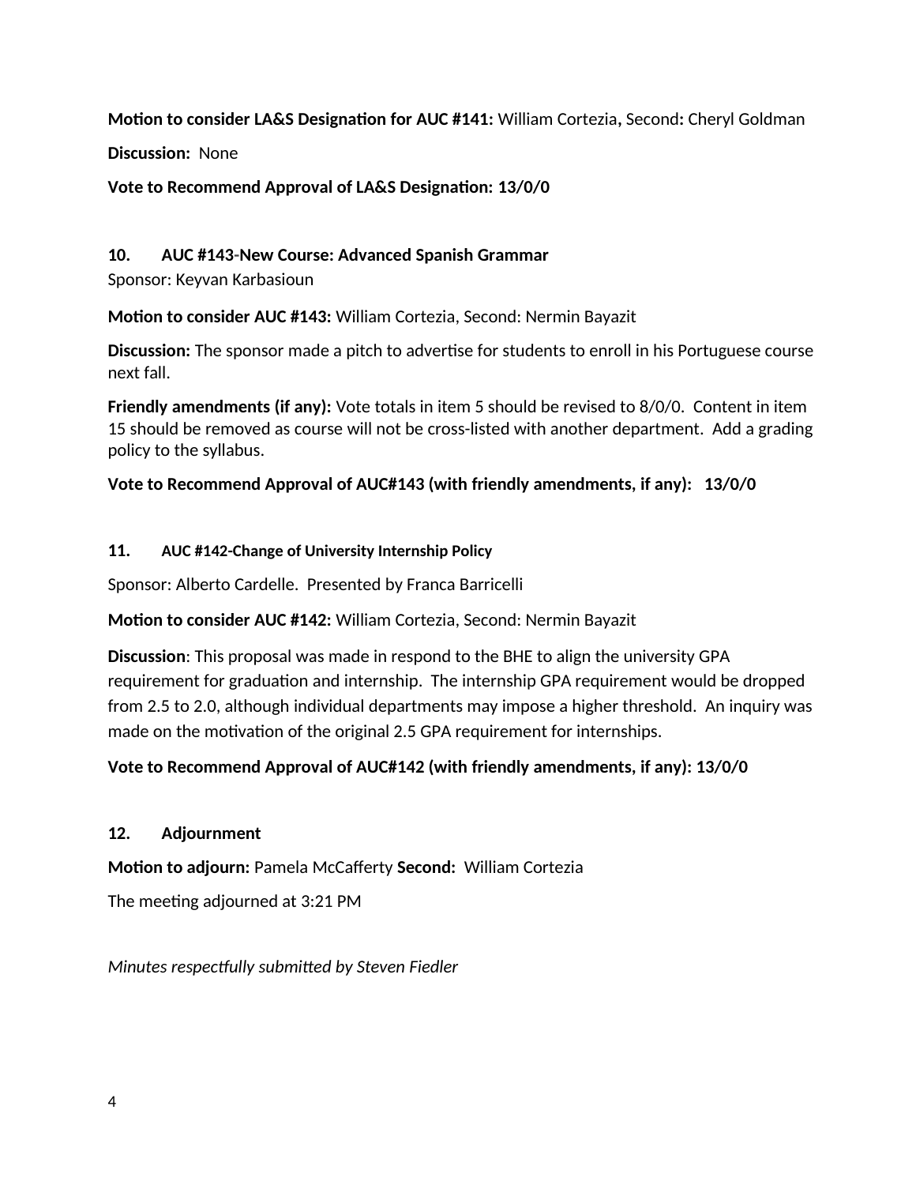**Motion to consider LA&S Designation for AUC #141:** William Cortezia**,** Second**:** Cheryl Goldman

**Discussion:** None

**Vote to Recommend Approval of LA&S Designation: 13/0/0**

**10. AUC #143-New Course: Advanced Spanish Grammar**

Sponsor: Keyvan Karbasioun

**Motion to consider AUC #143:** William Cortezia, Second: Nermin Bayazit

**Discussion:** The sponsor made a pitch to advertise for students to enroll in his Portuguese course next fall.

**Friendly amendments (if any):** Vote totals in item 5 should be revised to 8/0/0. Content in item 15 should be removed as course will not be cross-listed with another department. Add a grading policy to the syllabus.

**Vote to Recommend Approval of AUC#143 (with friendly amendments, if any): 13/0/0**

**11. AUC #142-Change of University Internship Policy**

Sponsor: Alberto Cardelle. Presented by Franca Barricelli

**Motion to consider AUC #142:** William Cortezia, Second: Nermin Bayazit

**Discussion**: This proposal was made in respond to the BHE to align the university GPA requirement for graduation and internship. The internship GPA requirement would be dropped from 2.5 to 2.0, although individual departments may impose a higher threshold. An inquiry was made on the motivation of the original 2.5 GPA requirement for internships.

**Vote to Recommend Approval of AUC#142 (with friendly amendments, if any): 13/0/0**

**12. Adjournment**

**Motion to adjourn:** Pamela McCafferty **Second:** William Cortezia

The meeting adjourned at 3:21 PM

*Minutes respectfully submitted by Steven Fiedler*